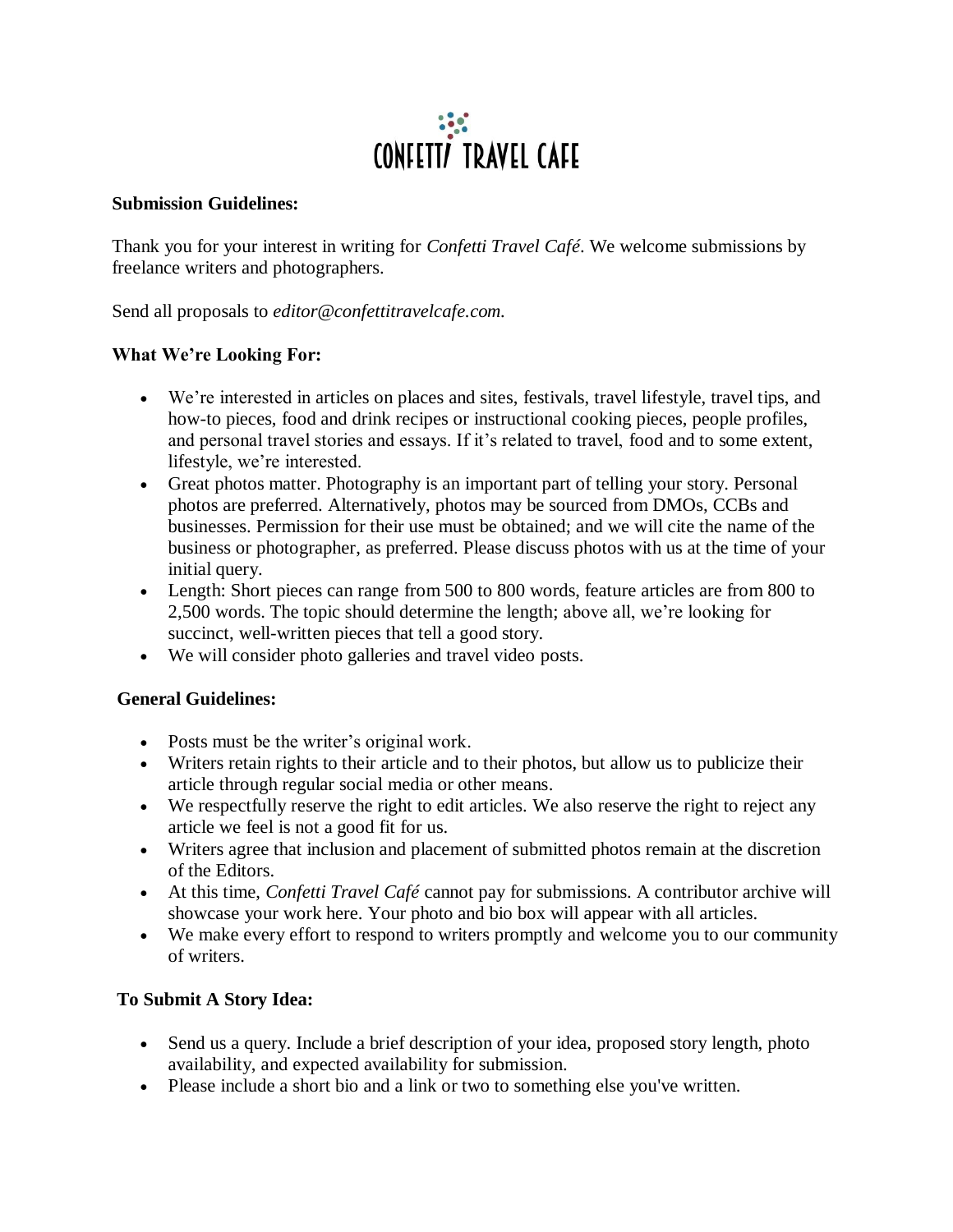# CONFETTI TRAVEL CAFE

**Submission Guidelines:**

Thank you for your interest in writing for *Confetti Travel Café*. We welcome submissions by freelance writers and photographers.

Send all proposals to *editor@confettitravelcafe.com.*

**What We're Looking For:**

- We're interested in articles on places and sites, festivals, travel lifestyle, travel tips, and how-to pieces, food and drink recipes or instructional cooking pieces, people profiles, and personal travel stories and essays. If it's related to travel, food and to some extent, lifestyle, we're interested.
- Great photos matter. Photography is an important part of telling your story. Personal photos are preferred. Alternatively, photos may be sourced from DMOs, CCBs and businesses. Permission for their use must be obtained; and we will cite the name of the business or photographer, as preferred. Please discuss photos with us at the time of your initial query.
- Length: Short pieces can range from 500 to 800 words, feature articles are from 800 to 2,500 words. The topic should determine the length; above all, we're looking for succinct, well-written pieces that tell a good story.
- We will consider photo galleries and travel video posts.

**General Guidelines:**

- Posts must be the writer's original work.
- Writers retain rights to their article and to their photos, but allow us to publicize their article through regular social media or other means.
- We respectfully reserve the right to edit articles. We also reserve the right to reject any article we feel is not a good fit for us.
- Writers agree that inclusion and placement of submitted photos remain at the discretion of the Editors.
- At this time, *Confetti Travel Café* cannot pay for submissions. A contributor archive will showcase your work here. Your photo and bio box will appear with all articles.
- We make every effort to respond to writers promptly and welcome you to our community of writers.

**To Submit A Story Idea:**

- Send us a query. Include a brief description of your idea, proposed story length, photo availability, and expected availability for submission.
- Please include a short bio and a link or two to something else you've written.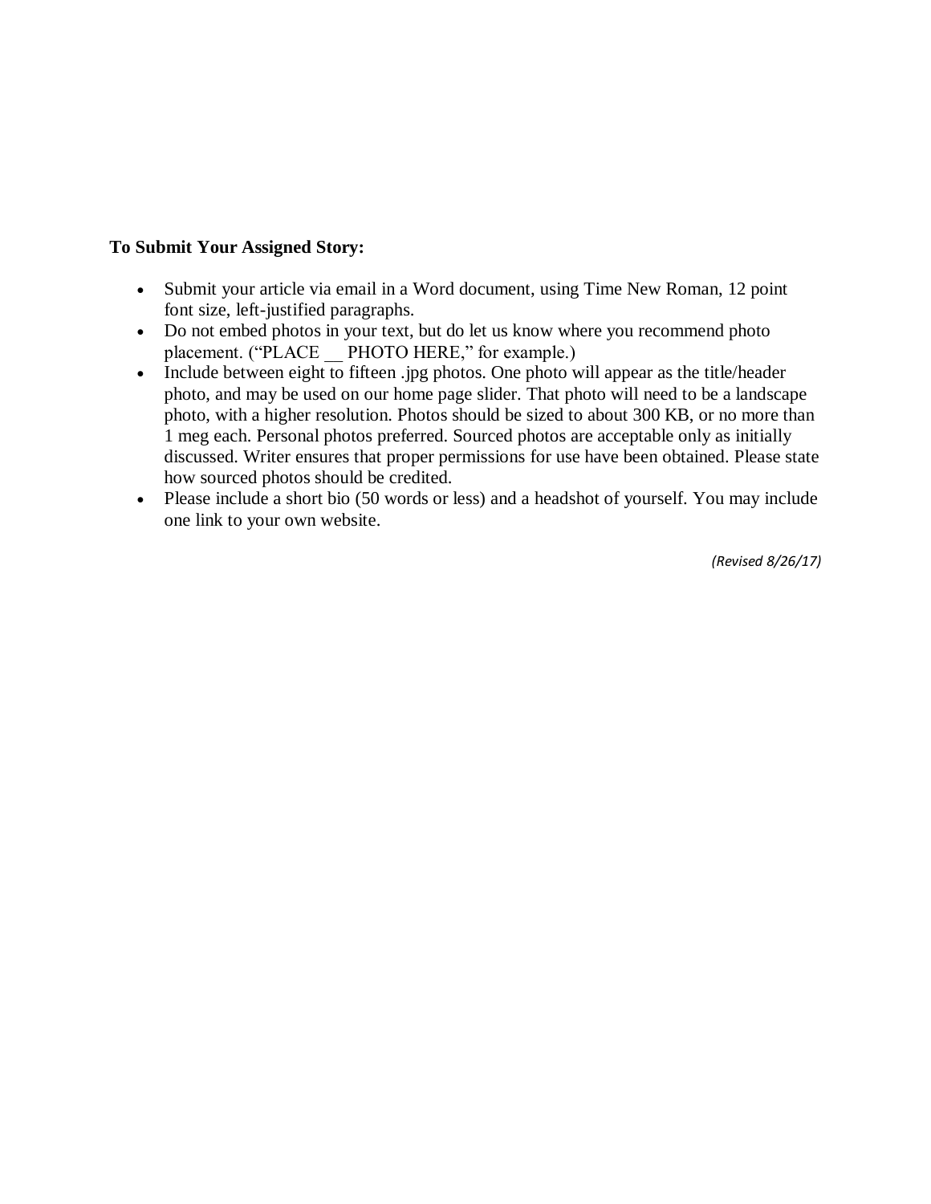**To Submit Your Assigned Story:**

- Submit your article via email in a Word document, using Time New Roman, 12 point font size, left-justified paragraphs.
- Do not embed photos in your text, but do let us know where you recommend photo placement. ("PLACE __ PHOTO HERE," for example.)
- Include between eight to fifteen .jpg photos. One photo will appear as the title/header photo, and may be used on our home page slider. That photo will need to be a landscape photo, with a higher resolution. Photos should be sized to about 300 KB, or no more than 1 meg each. Personal photos preferred. Sourced photos are acceptable only as initially discussed. Writer ensures that proper permissions for use have been obtained. Please state how sourced photos should be credited.
- Please include a short bio (50 words or less) and a headshot of yourself. You may include one link to your own website.

*(Revised 8/26/17)*